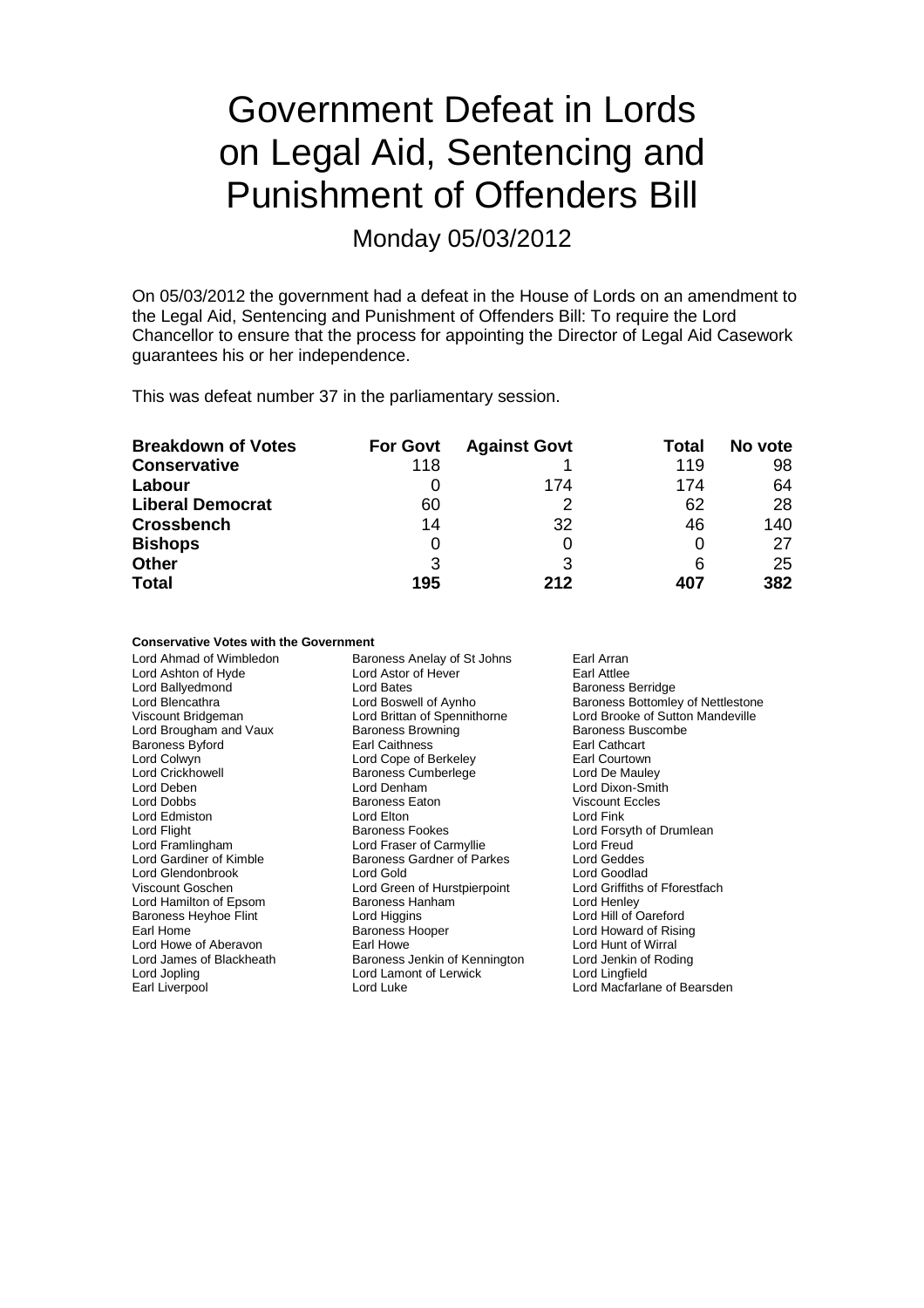# Government Defeat in Lords on Legal Aid, Sentencing and Punishment of Offenders Bill

## Monday 05/03/2012

On 05/03/2012 the government had a defeat in the House of Lords on an amendment to the Legal Aid, Sentencing and Punishment of Offenders Bill: To require the Lord Chancellor to ensure that the process for appointing the Director of Legal Aid Casework guarantees his or her independence.

This was defeat number 37 in the parliamentary session.

| **Breakdown of Votes** | **For Govt** | **Against Govt** | **Total** | **No vote** |
|---|---|---|---|---|
| **Conservative** | 118 | 1 | 119 | 98 |
| **Labour** | 0 | 174 | 174 | 64 |
| **Liberal Democrat** | 60 | 2 | 62 | 28 |
| **Crossbench** | 14 | 32 | 46 | 140 |
| **Bishops** | 0 | 0 | 0 | 27 |
| **Other** | 3 | 3 | 6 | 25 |
| **Total** | **195** | **212** | **407** | **382** |

**Conservative Votes with the Government**

| | | |
|---|---|---|
| Lord Ahmad of Wimbledon | Baroness Anelay of St Johns | Earl Arran |
| Lord Ashton of Hyde | Lord Astor of Hever | Earl Attlee |
| Lord Ballyedmond | Lord Bates | Baroness Berridge |
| Lord Blencathra | Lord Boswell of Aynho | Baroness Bottomley of Nettlestone |
| Viscount Bridgeman | Lord Brittan of Spennithorne | Lord Brooke of Sutton Mandeville |
| Lord Brougham and Vaux | Baroness Browning | Baroness Buscombe |
| Baroness Byford | Earl Caithness | Earl Cathcart |
| Lord Colwyn | Lord Cope of Berkeley | Earl Courtown |
| Lord Crickhowell | Baroness Cumberlege | Lord De Mauley |
| Lord Deben | Lord Denham | Lord Dixon-Smith |
| Lord Dobbs | Baroness Eaton | Viscount Eccles |
| Lord Edmiston | Lord Elton | Lord Fink |
| Lord Flight | Baroness Fookes | Lord Forsyth of Drumlean |
| Lord Framlingham | Lord Fraser of Carmyllie | Lord Freud |
| Lord Gardiner of Kimble | Baroness Gardner of Parkes | Lord Geddes |
| Lord Glendonbrook | Lord Gold | Lord Goodlad |
| Viscount Goschen | Lord Green of Hurstpierpoint | Lord Griffiths of Fforestfach |
| Lord Hamilton of Epsom | Baroness Hanham | Lord Henley |
| Baroness Heyhoe Flint | Lord Higgins | Lord Hill of Oareford |
| Earl Home | Baroness Hooper | Lord Howard of Rising |
| Lord Howe of Aberavon | Earl Howe | Lord Hunt of Wirral |
| Lord James of Blackheath | Baroness Jenkin of Kennington | Lord Jenkin of Roding |
| Lord Jopling | Lord Lamont of Lerwick | Lord Lingfield |
| Earl Liverpool | Lord Luke | Lord Macfarlane of Bearsden |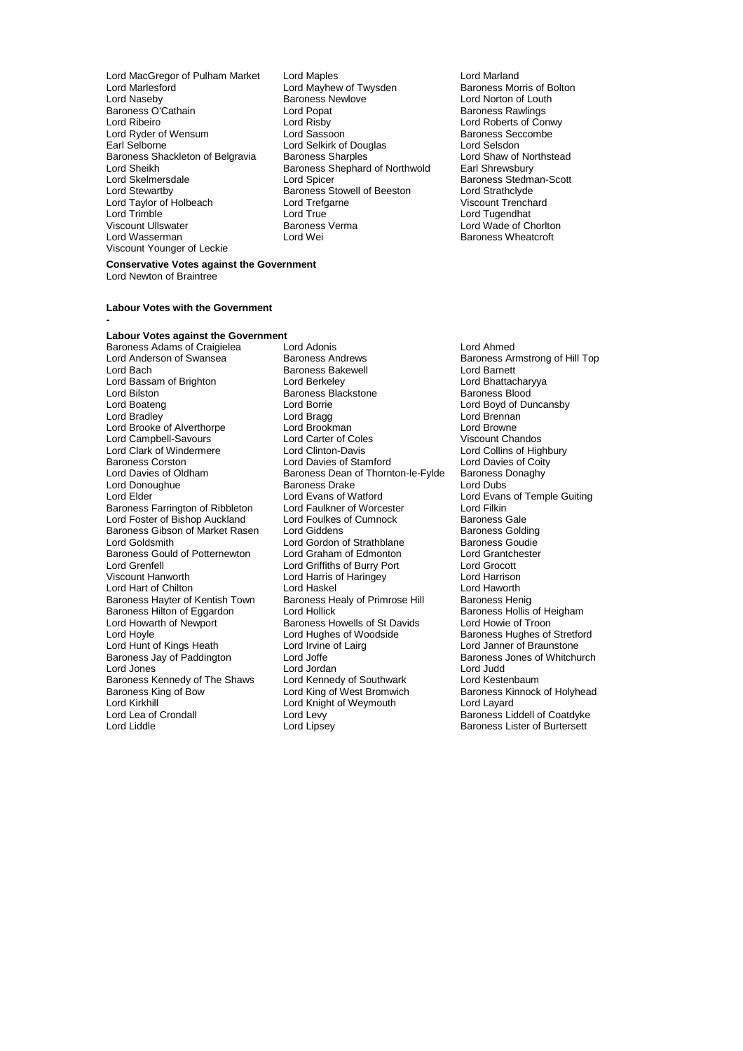Lord MacGregor of Pulham Market
Lord Maples
Lord Marland
Lord Marlesford
Lord Mayhew of Twysden
Baroness Morris of Bolton
Lord Naseby
Baroness Newlove
Lord Norton of Louth
Baroness O'Cathain
Lord Popat
Baroness Rawlings
Lord Ribeiro
Lord Risby
Lord Roberts of Conwy
Lord Ryder of Wensum
Lord Sassoon
Baroness Seccombe
Earl Selborne
Lord Selkirk of Douglas
Lord Selsdon
Baroness Shackleton of Belgravia
Baroness Sharples
Lord Shaw of Northstead
Lord Sheikh
Baroness Shephard of Northwold
Earl Shrewsbury
Lord Skelmersdale
Lord Spicer
Baroness Stedman-Scott
Lord Stewartby
Baroness Stowell of Beeston
Lord Strathclyde
Lord Taylor of Holbeach
Lord Trefgarne
Viscount Trenchard
Lord Trimble
Lord True
Lord Tugendhat
Viscount Ullswater
Baroness Verma
Lord Wade of Chorlton
Lord Wasserman
Lord Wei
Baroness Wheatcroft
Viscount Younger of Leckie

**Conservative Votes against the Government**

Lord Newton of Braintree

**Labour Votes with the Government**

-

**Labour Votes against the Government**

Baroness Adams of Craigielea
Lord Adonis
Lord Ahmed
Lord Anderson of Swansea
Baroness Andrews
Baroness Armstrong of Hill Top
Lord Bach
Baroness Bakewell
Lord Barnett
Lord Bassam of Brighton
Lord Berkeley
Lord Bhattacharyya
Lord Bilston
Baroness Blackstone
Baroness Blood
Lord Boateng
Lord Borrie
Lord Boyd of Duncansby
Lord Bradley
Lord Bragg
Lord Brennan
Lord Brooke of Alverthorpe
Lord Brookman
Lord Browne
Lord Campbell-Savours
Lord Carter of Coles
Viscount Chandos
Lord Clark of Windermere
Lord Clinton-Davis
Lord Collins of Highbury
Baroness Corston
Lord Davies of Stamford
Lord Davies of Coity
Lord Davies of Oldham
Baroness Dean of Thornton-le-Fylde
Baroness Donaghy
Lord Donoughue
Baroness Drake
Lord Dubs
Lord Elder
Lord Evans of Watford
Lord Evans of Temple Guiting
Baroness Farrington of Ribbleton
Lord Faulkner of Worcester
Lord Filkin
Lord Foster of Bishop Auckland
Lord Foulkes of Cumnock
Baroness Gale
Baroness Gibson of Market Rasen
Lord Giddens
Baroness Golding
Lord Goldsmith
Lord Gordon of Strathblane
Baroness Goudie
Baroness Gould of Potternewton
Lord Graham of Edmonton
Lord Grantchester
Lord Grenfell
Lord Griffiths of Burry Port
Lord Grocott
Viscount Hanworth
Lord Harris of Haringey
Lord Harrison
Lord Hart of Chilton
Lord Haskel
Lord Haworth
Baroness Hayter of Kentish Town
Baroness Healy of Primrose Hill
Baroness Henig
Baroness Hilton of Eggardon
Lord Hollick
Baroness Hollis of Heigham
Lord Howarth of Newport
Baroness Howells of St Davids
Lord Howie of Troon
Lord Hoyle
Lord Hughes of Woodside
Baroness Hughes of Stretford
Lord Hunt of Kings Heath
Lord Irvine of Lairg
Lord Janner of Braunstone
Baroness Jay of Paddington
Lord Joffe
Baroness Jones of Whitchurch
Lord Jones
Lord Jordan
Lord Judd
Baroness Kennedy of The Shaws
Lord Kennedy of Southwark
Lord Kestenbaum
Baroness King of Bow
Lord King of West Bromwich
Baroness Kinnock of Holyhead
Lord Kirkhill
Lord Knight of Weymouth
Lord Layard
Lord Lea of Crondall
Lord Levy
Baroness Liddell of Coatdyke
Lord Liddle
Lord Lipsey
Baroness Lister of Burtersett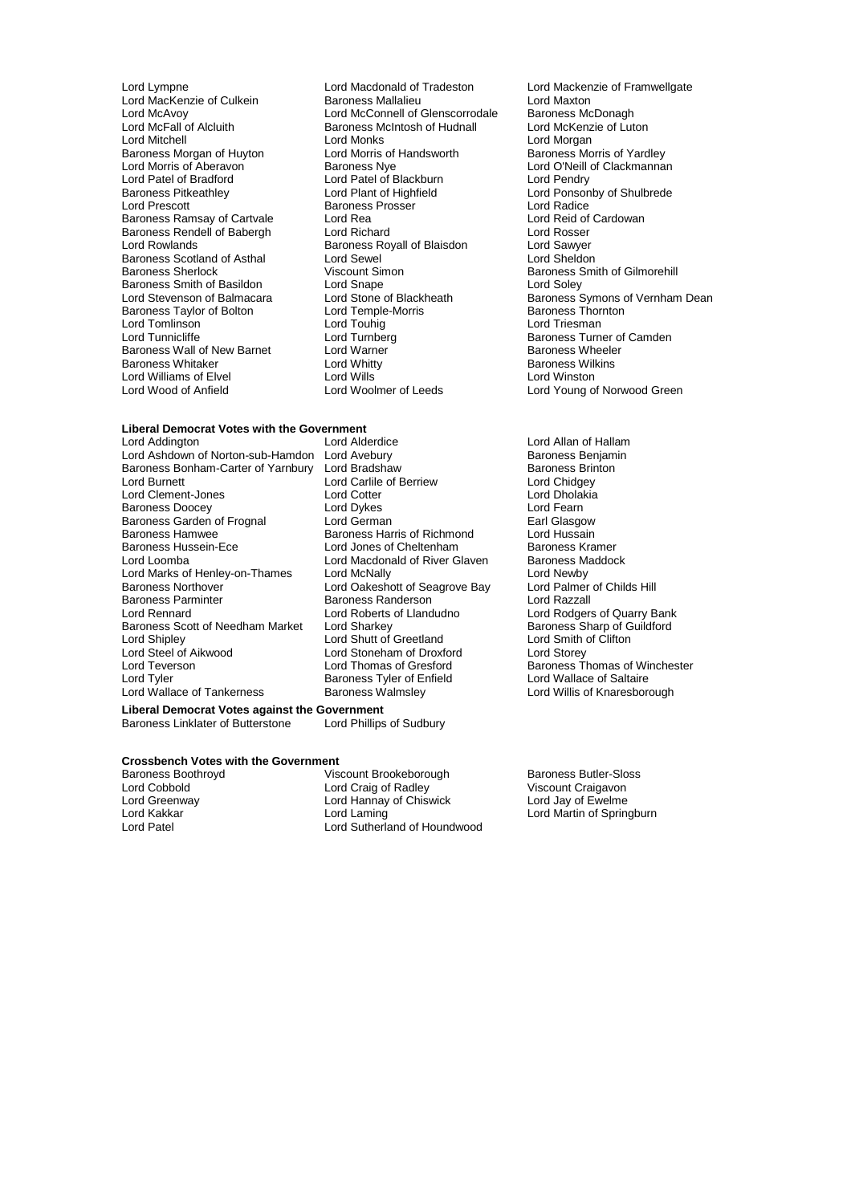Lord Lympne
Lord Macdonald of Tradeston
Lord Mackenzie of Framwellgate
Lord MacKenzie of Culkein
Baroness Mallalieu
Lord Maxton
Lord McAvoy
Lord McConnell of Glenscorrodale
Baroness McDonagh
Lord McFall of Alcluith
Baroness McIntosh of Hudnall
Lord McKenzie of Luton
Lord Mitchell
Lord Monks
Lord Morgan
Baroness Morgan of Huyton
Lord Morris of Handsworth
Baroness Morris of Yardley
Lord Morris of Aberavon
Baroness Nye
Lord O'Neill of Clackmannan
Lord Patel of Bradford
Lord Patel of Blackburn
Lord Pendry
Baroness Pitkeathley
Lord Plant of Highfield
Lord Ponsonby of Shulbrede
Lord Prescott
Baroness Prosser
Lord Radice
Baroness Ramsay of Cartvale
Lord Rea
Lord Reid of Cardowan
Baroness Rendell of Babergh
Lord Richard
Lord Rosser
Lord Rowlands
Baroness Royall of Blaisdon
Lord Sawyer
Baroness Scotland of Asthal
Lord Sewel
Lord Sheldon
Baroness Sherlock
Viscount Simon
Baroness Smith of Gilmorehill
Baroness Smith of Basildon
Lord Snape
Lord Soley
Lord Stevenson of Balmacara
Lord Stone of Blackheath
Baroness Symons of Vernham Dean
Baroness Taylor of Bolton
Lord Temple-Morris
Baroness Thornton
Lord Tomlinson
Lord Touhig
Lord Triesman
Lord Tunnicliffe
Lord Turnberg
Baroness Turner of Camden
Baroness Wall of New Barnet
Lord Warner
Baroness Wheeler
Baroness Whitaker
Lord Whitty
Baroness Wilkins
Lord Williams of Elvel
Lord Wills
Lord Winston
Lord Wood of Anfield
Lord Woolmer of Leeds
Lord Young of Norwood Green

**Liberal Democrat Votes with the Government**

Lord Addington
Lord Alderdice
Lord Allan of Hallam
Lord Ashdown of Norton-sub-Hamdon
Lord Avebury
Baroness Benjamin
Baroness Bonham-Carter of Yarnbury
Lord Bradshaw
Baroness Brinton
Lord Burnett
Lord Carlile of Berriew
Lord Chidgey
Lord Clement-Jones
Lord Cotter
Lord Dholakia
Baroness Doocey
Lord Dykes
Lord Fearn
Baroness Garden of Frognal
Lord German
Earl Glasgow
Baroness Hamwee
Baroness Harris of Richmond
Lord Hussain
Baroness Hussein-Ece
Lord Jones of Cheltenham
Baroness Kramer
Lord Loomba
Lord Macdonald of River Glaven
Baroness Maddock
Lord Marks of Henley-on-Thames
Lord McNally
Lord Newby
Baroness Northover
Lord Oakeshott of Seagrove Bay
Lord Palmer of Childs Hill
Baroness Parminter
Baroness Randerson
Lord Razzall
Lord Rennard
Lord Roberts of Llandudno
Lord Rodgers of Quarry Bank
Baroness Scott of Needham Market
Lord Sharkey
Baroness Sharp of Guildford
Lord Shipley
Lord Shutt of Greetland
Lord Smith of Clifton
Lord Steel of Aikwood
Lord Stoneham of Droxford
Lord Storey
Lord Teverson
Lord Thomas of Gresford
Baroness Thomas of Winchester
Lord Tyler
Baroness Tyler of Enfield
Lord Wallace of Saltaire
Lord Wallace of Tankerness
Baroness Walmsley
Lord Willis of Knaresborough

**Liberal Democrat Votes against the Government**

Baroness Linklater of Butterstone
Lord Phillips of Sudbury

**Crossbench Votes with the Government**

Baroness Boothroyd
Viscount Brookeborough
Baroness Butler-Sloss
Lord Cobbold
Lord Craig of Radley
Viscount Craigavon
Lord Greenway
Lord Hannay of Chiswick
Lord Jay of Ewelme
Lord Kakkar
Lord Laming
Lord Martin of Springburn
Lord Patel
Lord Sutherland of Houndwood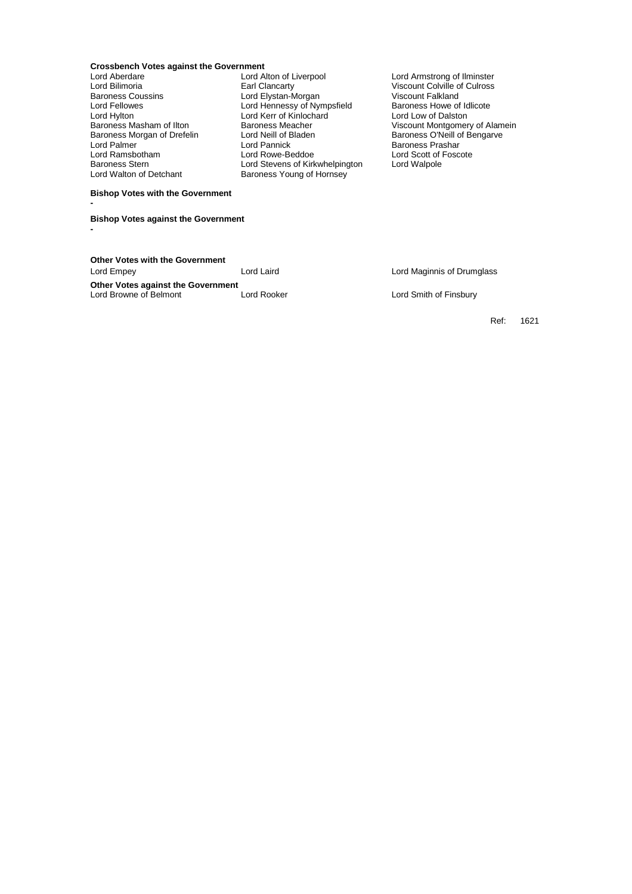**Crossbench Votes against the Government**

Lord Aberdare
Lord Alton of Liverpool
Lord Armstrong of Ilminster
Lord Bilimoria
Earl Clancarty
Viscount Colville of Culross
Baroness Coussins
Lord Elystan-Morgan
Viscount Falkland
Lord Fellowes
Lord Hennessy of Nympsfield
Baroness Howe of Idlicote
Lord Hylton
Lord Kerr of Kinlochard
Lord Low of Dalston
Baroness Masham of Ilton
Baroness Meacher
Viscount Montgomery of Alamein
Baroness Morgan of Drefelin
Lord Neill of Bladen
Baroness O'Neill of Bengarve
Lord Palmer
Lord Pannick
Baroness Prashar
Lord Ramsbotham
Lord Rowe-Beddoe
Lord Scott of Foscote
Baroness Stern
Lord Stevens of Kirkwhelpington
Lord Walpole
Lord Walton of Detchant
Baroness Young of Hornsey

**Bishop Votes with the Government**

-

**Bishop Votes against the Government**

-

**Other Votes with the Government**

Lord Empey
Lord Laird
Lord Maginnis of Drumglass

**Other Votes against the Government**

Lord Browne of Belmont
Lord Rooker
Lord Smith of Finsbury

Ref: 1621